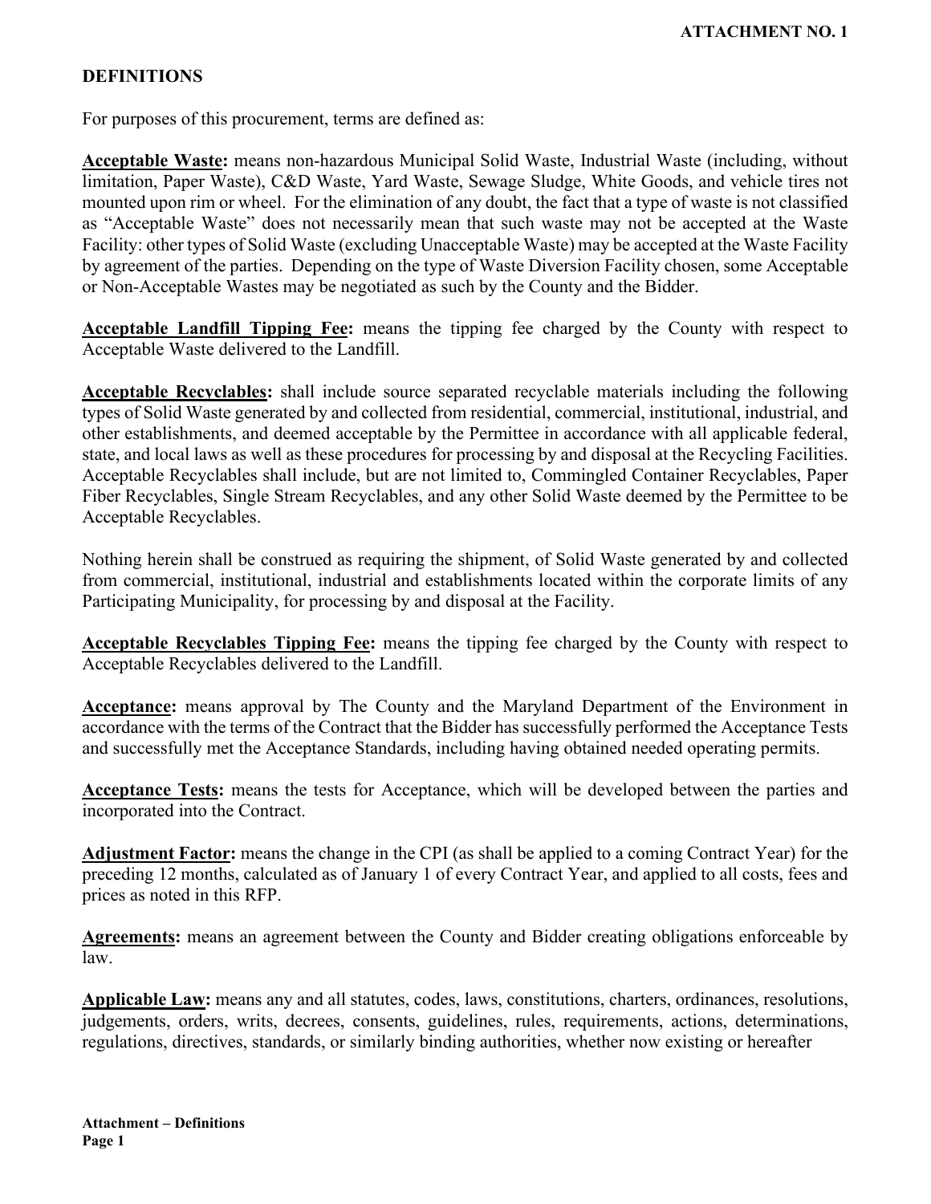**ATTACHMENT NO. 1**

## DEFINITIONS

For purposes of this procurement, terms are defined as:

**Acceptable Waste:** means non-hazardous Municipal Solid Waste, Industrial Waste (including, without limitation, Paper Waste), C&D Waste, Yard Waste, Sewage Sludge, White Goods, and vehicle tires not mounted upon rim or wheel. For the elimination of any doubt, the fact that a type of waste is not classified as "Acceptable Waste" does not necessarily mean that such waste may not be accepted at the Waste Facility: other types of Solid Waste (excluding Unacceptable Waste) may be accepted at the Waste Facility by agreement of the parties. Depending on the type of Waste Diversion Facility chosen, some Acceptable or Non-Acceptable Wastes may be negotiated as such by the County and the Bidder.

**Acceptable Landfill Tipping Fee:** means the tipping fee charged by the County with respect to Acceptable Waste delivered to the Landfill.

**Acceptable Recyclables:** shall include source separated recyclable materials including the following types of Solid Waste generated by and collected from residential, commercial, institutional, industrial, and other establishments, and deemed acceptable by the Permittee in accordance with all applicable federal, state, and local laws as well as these procedures for processing by and disposal at the Recycling Facilities. Acceptable Recyclables shall include, but are not limited to, Commingled Container Recyclables, Paper Fiber Recyclables, Single Stream Recyclables, and any other Solid Waste deemed by the Permittee to be Acceptable Recyclables.

Nothing herein shall be construed as requiring the shipment, of Solid Waste generated by and collected from commercial, institutional, industrial and establishments located within the corporate limits of any Participating Municipality, for processing by and disposal at the Facility.

**Acceptable Recyclables Tipping Fee:** means the tipping fee charged by the County with respect to Acceptable Recyclables delivered to the Landfill.

**Acceptance:** means approval by The County and the Maryland Department of the Environment in accordance with the terms of the Contract that the Bidder has successfully performed the Acceptance Tests and successfully met the Acceptance Standards, including having obtained needed operating permits.

**Acceptance Tests:** means the tests for Acceptance, which will be developed between the parties and incorporated into the Contract.

**Adjustment Factor:** means the change in the CPI (as shall be applied to a coming Contract Year) for the preceding 12 months, calculated as of January 1 of every Contract Year, and applied to all costs, fees and prices as noted in this RFP.

**Agreements:** means an agreement between the County and Bidder creating obligations enforceable by law.

**Applicable Law:** means any and all statutes, codes, laws, constitutions, charters, ordinances, resolutions, judgements, orders, writs, decrees, consents, guidelines, rules, requirements, actions, determinations, regulations, directives, standards, or similarly binding authorities, whether now existing or hereafter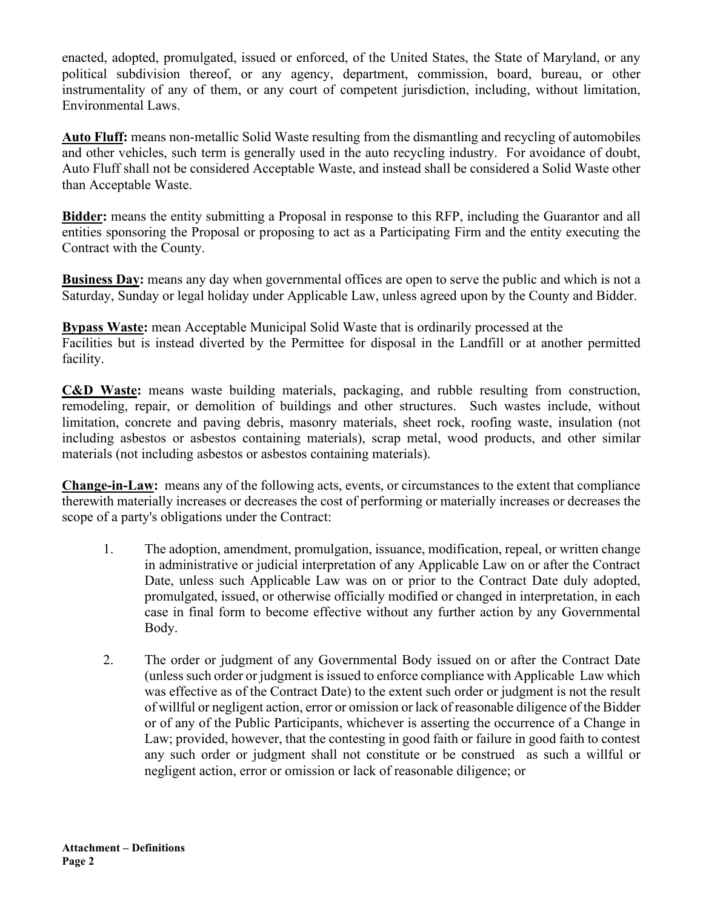enacted, adopted, promulgated, issued or enforced, of the United States, the State of Maryland, or any political subdivision thereof, or any agency, department, commission, board, bureau, or other instrumentality of any of them, or any court of competent jurisdiction, including, without limitation, Environmental Laws.

**Auto Fluff:** means non-metallic Solid Waste resulting from the dismantling and recycling of automobiles and other vehicles, such term is generally used in the auto recycling industry. For avoidance of doubt, Auto Fluff shall not be considered Acceptable Waste, and instead shall be considered a Solid Waste other than Acceptable Waste.

**Bidder:** means the entity submitting a Proposal in response to this RFP, including the Guarantor and all entities sponsoring the Proposal or proposing to act as a Participating Firm and the entity executing the Contract with the County.

**Business Day:** means any day when governmental offices are open to serve the public and which is not a Saturday, Sunday or legal holiday under Applicable Law, unless agreed upon by the County and Bidder.

**Bypass Waste:** mean Acceptable Municipal Solid Waste that is ordinarily processed at the Facilities but is instead diverted by the Permittee for disposal in the Landfill or at another permitted facility.

**C&D Waste:** means waste building materials, packaging, and rubble resulting from construction, remodeling, repair, or demolition of buildings and other structures. Such wastes include, without limitation, concrete and paving debris, masonry materials, sheet rock, roofing waste, insulation (not including asbestos or asbestos containing materials), scrap metal, wood products, and other similar materials (not including asbestos or asbestos containing materials).

**Change-in-Law:** means any of the following acts, events, or circumstances to the extent that compliance therewith materially increases or decreases the cost of performing or materially increases or decreases the scope of a party's obligations under the Contract:

1. The adoption, amendment, promulgation, issuance, modification, repeal, or written change in administrative or judicial interpretation of any Applicable Law on or after the Contract Date, unless such Applicable Law was on or prior to the Contract Date duly adopted, promulgated, issued, or otherwise officially modified or changed in interpretation, in each case in final form to become effective without any further action by any Governmental Body.

2. The order or judgment of any Governmental Body issued on or after the Contract Date (unless such order or judgment is issued to enforce compliance with Applicable Law which was effective as of the Contract Date) to the extent such order or judgment is not the result of willful or negligent action, error or omission or lack of reasonable diligence of the Bidder or of any of the Public Participants, whichever is asserting the occurrence of a Change in Law; provided, however, that the contesting in good faith or failure in good faith to contest any such order or judgment shall not constitute or be construed as such a willful or negligent action, error or omission or lack of reasonable diligence; or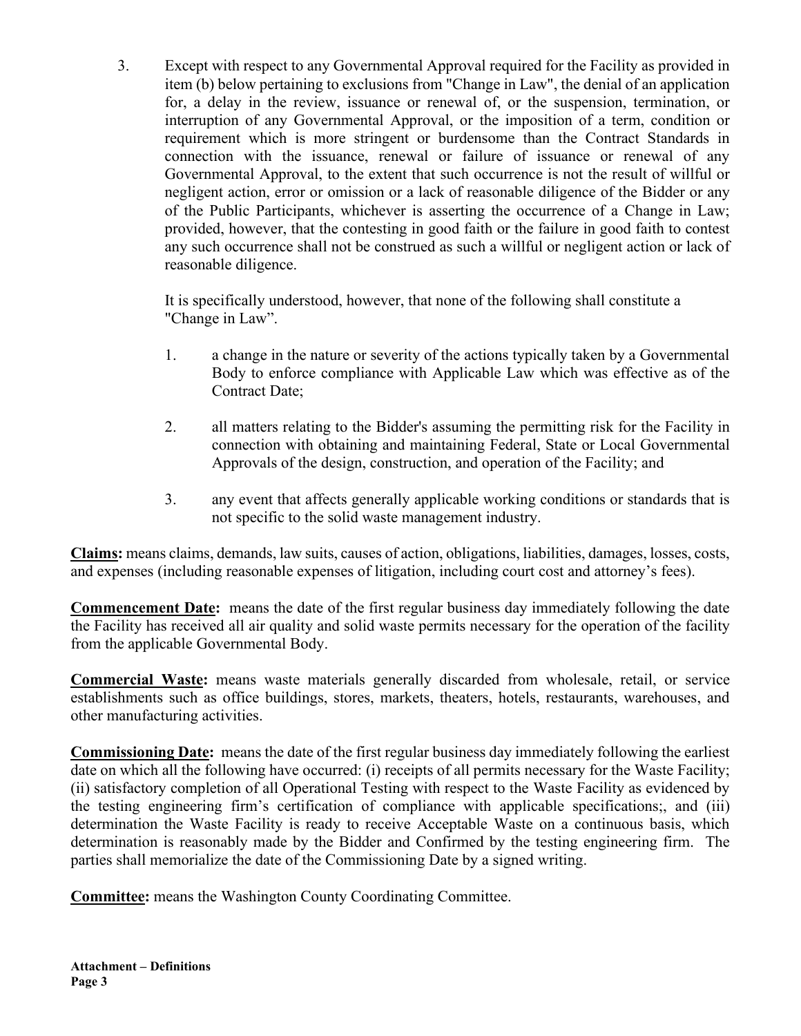3. Except with respect to any Governmental Approval required for the Facility as provided in item (b) below pertaining to exclusions from "Change in Law", the denial of an application for, a delay in the review, issuance or renewal of, or the suspension, termination, or interruption of any Governmental Approval, or the imposition of a term, condition or requirement which is more stringent or burdensome than the Contract Standards in connection with the issuance, renewal or failure of issuance or renewal of any Governmental Approval, to the extent that such occurrence is not the result of willful or negligent action, error or omission or a lack of reasonable diligence of the Bidder or any of the Public Participants, whichever is asserting the occurrence of a Change in Law; provided, however, that the contesting in good faith or the failure in good faith to contest any such occurrence shall not be construed as such a willful or negligent action or lack of reasonable diligence.

   It is specifically understood, however, that none of the following shall constitute a "Change in Law".

   1. a change in the nature or severity of the actions typically taken by a Governmental Body to enforce compliance with Applicable Law which was effective as of the Contract Date;

   2. all matters relating to the Bidder's assuming the permitting risk for the Facility in connection with obtaining and maintaining Federal, State or Local Governmental Approvals of the design, construction, and operation of the Facility; and

   3. any event that affects generally applicable working conditions or standards that is not specific to the solid waste management industry.

**Claims:** means claims, demands, law suits, causes of action, obligations, liabilities, damages, losses, costs, and expenses (including reasonable expenses of litigation, including court cost and attorney's fees).

**Commencement Date:** means the date of the first regular business day immediately following the date the Facility has received all air quality and solid waste permits necessary for the operation of the facility from the applicable Governmental Body.

**Commercial Waste:** means waste materials generally discarded from wholesale, retail, or service establishments such as office buildings, stores, markets, theaters, hotels, restaurants, warehouses, and other manufacturing activities.

**Commissioning Date:** means the date of the first regular business day immediately following the earliest date on which all the following have occurred: (i) receipts of all permits necessary for the Waste Facility; (ii) satisfactory completion of all Operational Testing with respect to the Waste Facility as evidenced by the testing engineering firm's certification of compliance with applicable specifications;, and (iii) determination the Waste Facility is ready to receive Acceptable Waste on a continuous basis, which determination is reasonably made by the Bidder and Confirmed by the testing engineering firm. The parties shall memorialize the date of the Commissioning Date by a signed writing.

**Committee:** means the Washington County Coordinating Committee.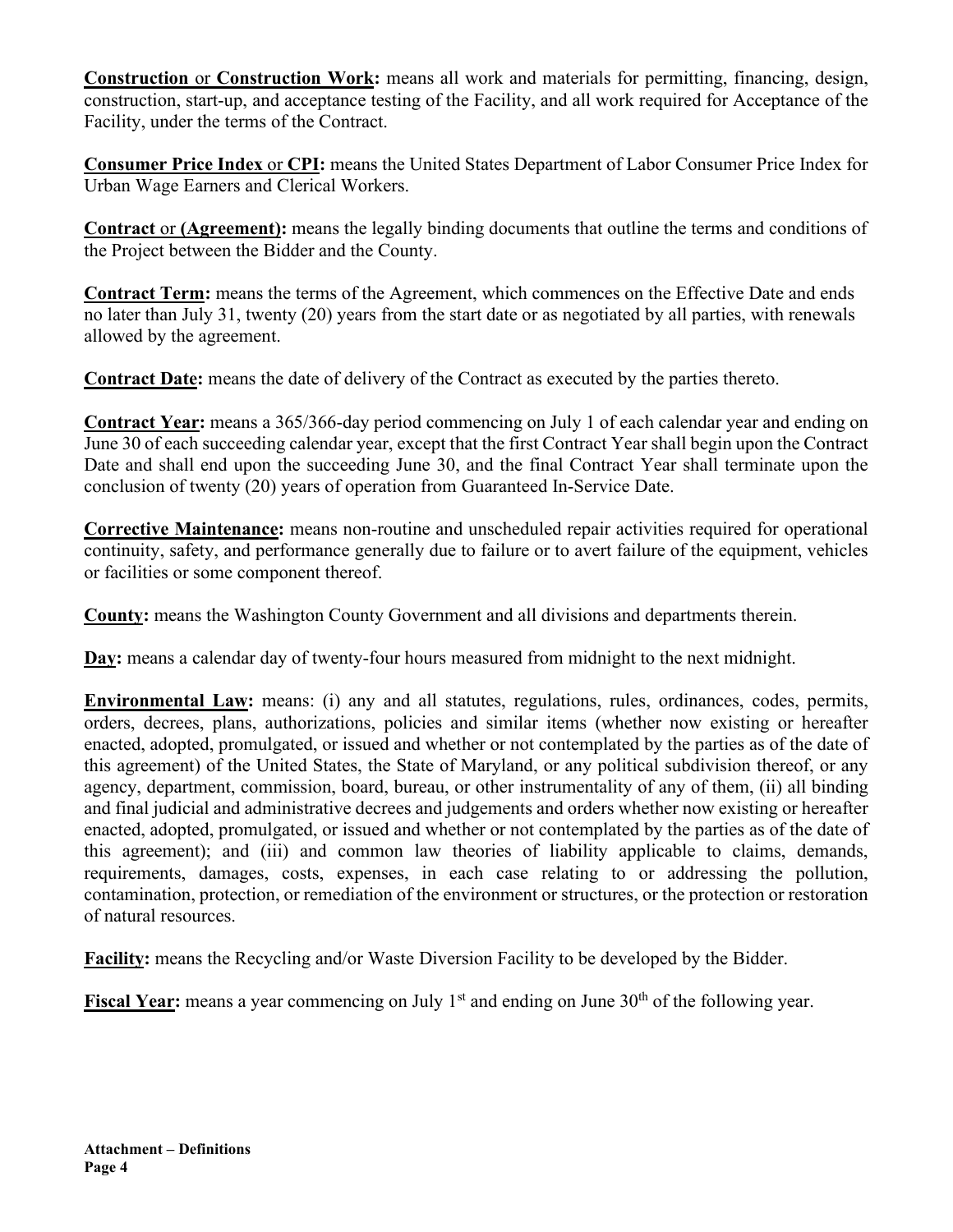**Construction** or **Construction Work:** means all work and materials for permitting, financing, design, construction, start-up, and acceptance testing of the Facility, and all work required for Acceptance of the Facility, under the terms of the Contract.

**Consumer Price Index** or **CPI:** means the United States Department of Labor Consumer Price Index for Urban Wage Earners and Clerical Workers.

**Contract** or **(Agreement):** means the legally binding documents that outline the terms and conditions of the Project between the Bidder and the County.

**Contract Term:** means the terms of the Agreement, which commences on the Effective Date and ends no later than July 31, twenty (20) years from the start date or as negotiated by all parties, with renewals allowed by the agreement.

**Contract Date:** means the date of delivery of the Contract as executed by the parties thereto.

**Contract Year:** means a 365/366-day period commencing on July 1 of each calendar year and ending on June 30 of each succeeding calendar year, except that the first Contract Year shall begin upon the Contract Date and shall end upon the succeeding June 30, and the final Contract Year shall terminate upon the conclusion of twenty (20) years of operation from Guaranteed In-Service Date.

**Corrective Maintenance:** means non-routine and unscheduled repair activities required for operational continuity, safety, and performance generally due to failure or to avert failure of the equipment, vehicles or facilities or some component thereof.

**County:** means the Washington County Government and all divisions and departments therein.

**Day:** means a calendar day of twenty-four hours measured from midnight to the next midnight.

**Environmental Law:** means: (i) any and all statutes, regulations, rules, ordinances, codes, permits, orders, decrees, plans, authorizations, policies and similar items (whether now existing or hereafter enacted, adopted, promulgated, or issued and whether or not contemplated by the parties as of the date of this agreement) of the United States, the State of Maryland, or any political subdivision thereof, or any agency, department, commission, board, bureau, or other instrumentality of any of them, (ii) all binding and final judicial and administrative decrees and judgements and orders whether now existing or hereafter enacted, adopted, promulgated, or issued and whether or not contemplated by the parties as of the date of this agreement); and (iii) and common law theories of liability applicable to claims, demands, requirements, damages, costs, expenses, in each case relating to or addressing the pollution, contamination, protection, or remediation of the environment or structures, or the protection or restoration of natural resources.

**Facility:** means the Recycling and/or Waste Diversion Facility to be developed by the Bidder.

**Fiscal Year:** means a year commencing on July 1st and ending on June 30th of the following year.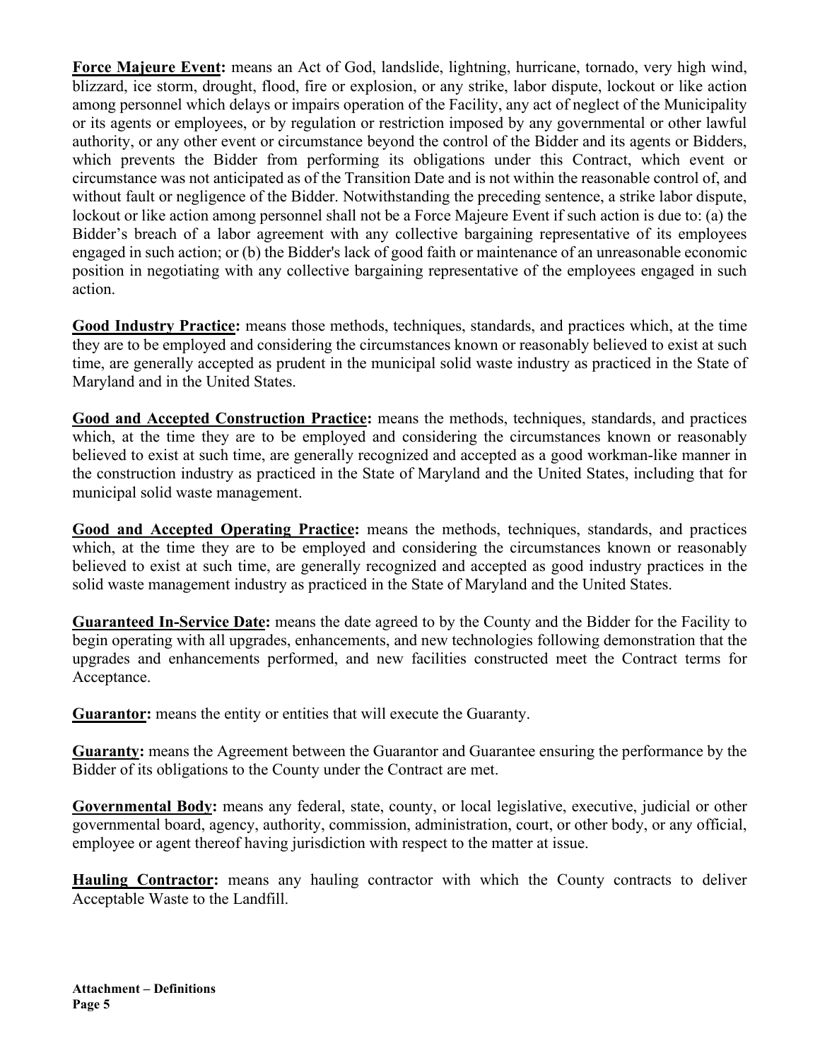**Force Majeure Event:** means an Act of God, landslide, lightning, hurricane, tornado, very high wind, blizzard, ice storm, drought, flood, fire or explosion, or any strike, labor dispute, lockout or like action among personnel which delays or impairs operation of the Facility, any act of neglect of the Municipality or its agents or employees, or by regulation or restriction imposed by any governmental or other lawful authority, or any other event or circumstance beyond the control of the Bidder and its agents or Bidders, which prevents the Bidder from performing its obligations under this Contract, which event or circumstance was not anticipated as of the Transition Date and is not within the reasonable control of, and without fault or negligence of the Bidder. Notwithstanding the preceding sentence, a strike labor dispute, lockout or like action among personnel shall not be a Force Majeure Event if such action is due to: (a) the Bidder's breach of a labor agreement with any collective bargaining representative of its employees engaged in such action; or (b) the Bidder's lack of good faith or maintenance of an unreasonable economic position in negotiating with any collective bargaining representative of the employees engaged in such action.

**Good Industry Practice:** means those methods, techniques, standards, and practices which, at the time they are to be employed and considering the circumstances known or reasonably believed to exist at such time, are generally accepted as prudent in the municipal solid waste industry as practiced in the State of Maryland and in the United States.

**Good and Accepted Construction Practice:** means the methods, techniques, standards, and practices which, at the time they are to be employed and considering the circumstances known or reasonably believed to exist at such time, are generally recognized and accepted as a good workman-like manner in the construction industry as practiced in the State of Maryland and the United States, including that for municipal solid waste management.

**Good and Accepted Operating Practice:** means the methods, techniques, standards, and practices which, at the time they are to be employed and considering the circumstances known or reasonably believed to exist at such time, are generally recognized and accepted as good industry practices in the solid waste management industry as practiced in the State of Maryland and the United States.

**Guaranteed In-Service Date:** means the date agreed to by the County and the Bidder for the Facility to begin operating with all upgrades, enhancements, and new technologies following demonstration that the upgrades and enhancements performed, and new facilities constructed meet the Contract terms for Acceptance.

**Guarantor:** means the entity or entities that will execute the Guaranty.

**Guaranty:** means the Agreement between the Guarantor and Guarantee ensuring the performance by the Bidder of its obligations to the County under the Contract are met.

**Governmental Body:** means any federal, state, county, or local legislative, executive, judicial or other governmental board, agency, authority, commission, administration, court, or other body, or any official, employee or agent thereof having jurisdiction with respect to the matter at issue.

**Hauling Contractor:** means any hauling contractor with which the County contracts to deliver Acceptable Waste to the Landfill.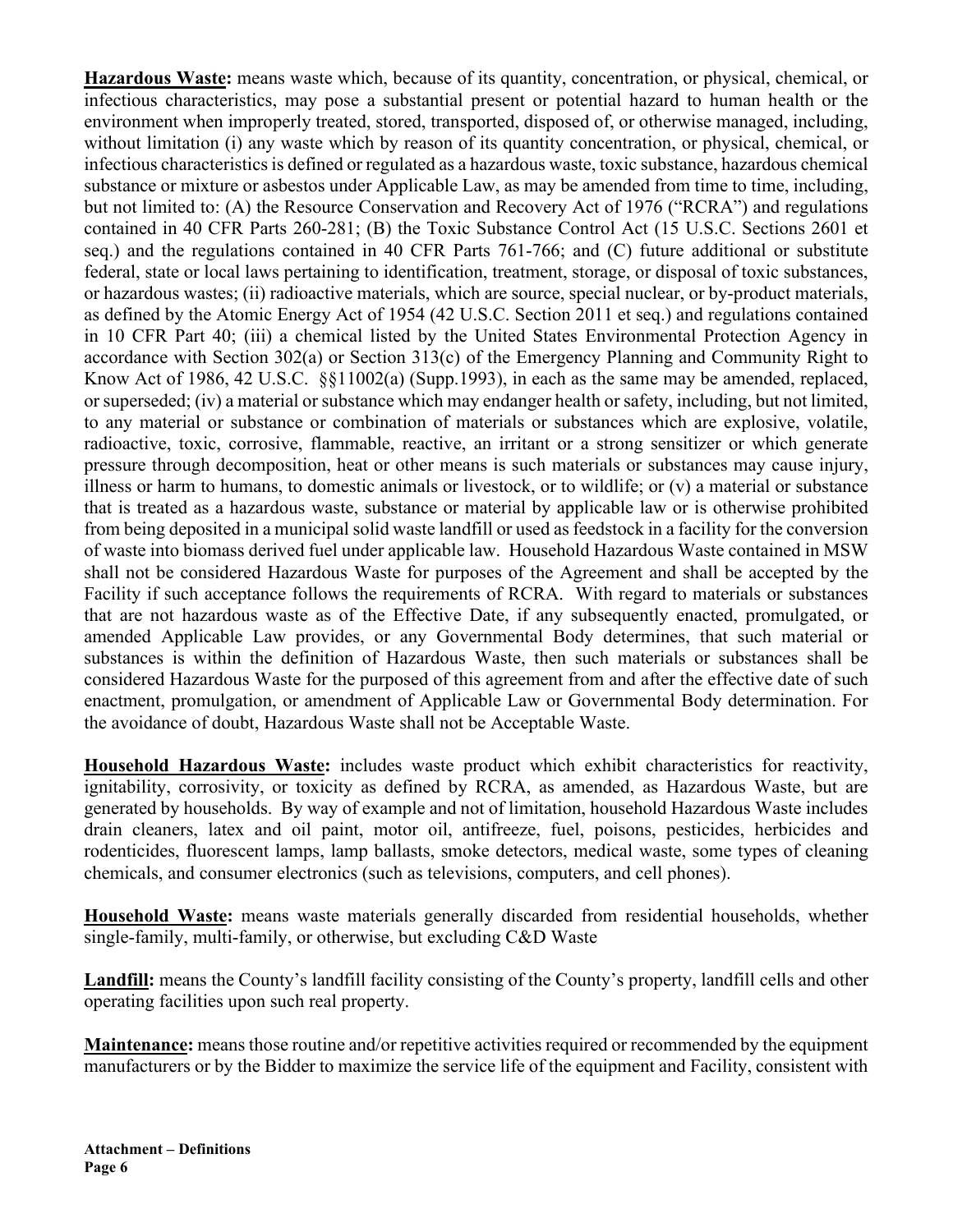**Hazardous Waste:** means waste which, because of its quantity, concentration, or physical, chemical, or infectious characteristics, may pose a substantial present or potential hazard to human health or the environment when improperly treated, stored, transported, disposed of, or otherwise managed, including, without limitation (i) any waste which by reason of its quantity concentration, or physical, chemical, or infectious characteristics is defined or regulated as a hazardous waste, toxic substance, hazardous chemical substance or mixture or asbestos under Applicable Law, as may be amended from time to time, including, but not limited to: (A) the Resource Conservation and Recovery Act of 1976 ("RCRA") and regulations contained in 40 CFR Parts 260-281; (B) the Toxic Substance Control Act (15 U.S.C. Sections 2601 et seq.) and the regulations contained in 40 CFR Parts 761-766; and (C) future additional or substitute federal, state or local laws pertaining to identification, treatment, storage, or disposal of toxic substances, or hazardous wastes; (ii) radioactive materials, which are source, special nuclear, or by-product materials, as defined by the Atomic Energy Act of 1954 (42 U.S.C. Section 2011 et seq.) and regulations contained in 10 CFR Part 40; (iii) a chemical listed by the United States Environmental Protection Agency in accordance with Section 302(a) or Section 313(c) of the Emergency Planning and Community Right to Know Act of 1986, 42 U.S.C. §§11002(a) (Supp.1993), in each as the same may be amended, replaced, or superseded; (iv) a material or substance which may endanger health or safety, including, but not limited, to any material or substance or combination of materials or substances which are explosive, volatile, radioactive, toxic, corrosive, flammable, reactive, an irritant or a strong sensitizer or which generate pressure through decomposition, heat or other means is such materials or substances may cause injury, illness or harm to humans, to domestic animals or livestock, or to wildlife; or (v) a material or substance that is treated as a hazardous waste, substance or material by applicable law or is otherwise prohibited from being deposited in a municipal solid waste landfill or used as feedstock in a facility for the conversion of waste into biomass derived fuel under applicable law. Household Hazardous Waste contained in MSW shall not be considered Hazardous Waste for purposes of the Agreement and shall be accepted by the Facility if such acceptance follows the requirements of RCRA. With regard to materials or substances that are not hazardous waste as of the Effective Date, if any subsequently enacted, promulgated, or amended Applicable Law provides, or any Governmental Body determines, that such material or substances is within the definition of Hazardous Waste, then such materials or substances shall be considered Hazardous Waste for the purposed of this agreement from and after the effective date of such enactment, promulgation, or amendment of Applicable Law or Governmental Body determination. For the avoidance of doubt, Hazardous Waste shall not be Acceptable Waste.

**Household Hazardous Waste:** includes waste product which exhibit characteristics for reactivity, ignitability, corrosivity, or toxicity as defined by RCRA, as amended, as Hazardous Waste, but are generated by households. By way of example and not of limitation, household Hazardous Waste includes drain cleaners, latex and oil paint, motor oil, antifreeze, fuel, poisons, pesticides, herbicides and rodenticides, fluorescent lamps, lamp ballasts, smoke detectors, medical waste, some types of cleaning chemicals, and consumer electronics (such as televisions, computers, and cell phones).

**Household Waste:** means waste materials generally discarded from residential households, whether single-family, multi-family, or otherwise, but excluding C&D Waste

**Landfill:** means the County's landfill facility consisting of the County's property, landfill cells and other operating facilities upon such real property.

**Maintenance:** means those routine and/or repetitive activities required or recommended by the equipment manufacturers or by the Bidder to maximize the service life of the equipment and Facility, consistent with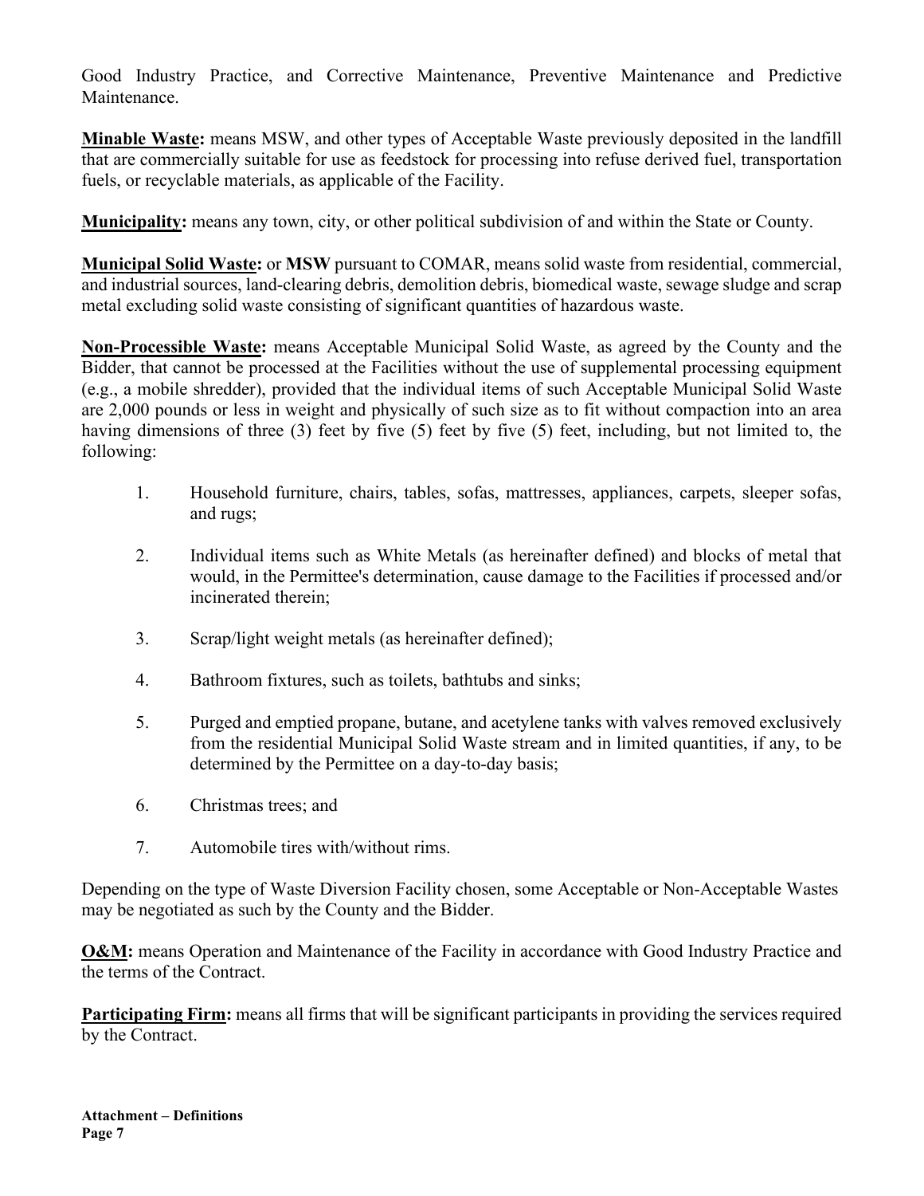Good Industry Practice, and Corrective Maintenance, Preventive Maintenance and Predictive Maintenance.

**Minable Waste:** means MSW, and other types of Acceptable Waste previously deposited in the landfill that are commercially suitable for use as feedstock for processing into refuse derived fuel, transportation fuels, or recyclable materials, as applicable of the Facility.

**Municipality:** means any town, city, or other political subdivision of and within the State or County.

**Municipal Solid Waste:** or **MSW** pursuant to COMAR, means solid waste from residential, commercial, and industrial sources, land-clearing debris, demolition debris, biomedical waste, sewage sludge and scrap metal excluding solid waste consisting of significant quantities of hazardous waste.

**Non-Processible Waste:** means Acceptable Municipal Solid Waste, as agreed by the County and the Bidder, that cannot be processed at the Facilities without the use of supplemental processing equipment (e.g., a mobile shredder), provided that the individual items of such Acceptable Municipal Solid Waste are 2,000 pounds or less in weight and physically of such size as to fit without compaction into an area having dimensions of three (3) feet by five (5) feet by five (5) feet, including, but not limited to, the following:

1. Household furniture, chairs, tables, sofas, mattresses, appliances, carpets, sleeper sofas, and rugs;
2. Individual items such as White Metals (as hereinafter defined) and blocks of metal that would, in the Permittee's determination, cause damage to the Facilities if processed and/or incinerated therein;
3. Scrap/light weight metals (as hereinafter defined);
4. Bathroom fixtures, such as toilets, bathtubs and sinks;
5. Purged and emptied propane, butane, and acetylene tanks with valves removed exclusively from the residential Municipal Solid Waste stream and in limited quantities, if any, to be determined by the Permittee on a day-to-day basis;
6. Christmas trees; and
7. Automobile tires with/without rims.

Depending on the type of Waste Diversion Facility chosen, some Acceptable or Non-Acceptable Wastes may be negotiated as such by the County and the Bidder.

**O&M:** means Operation and Maintenance of the Facility in accordance with Good Industry Practice and the terms of the Contract.

**Participating Firm:** means all firms that will be significant participants in providing the services required by the Contract.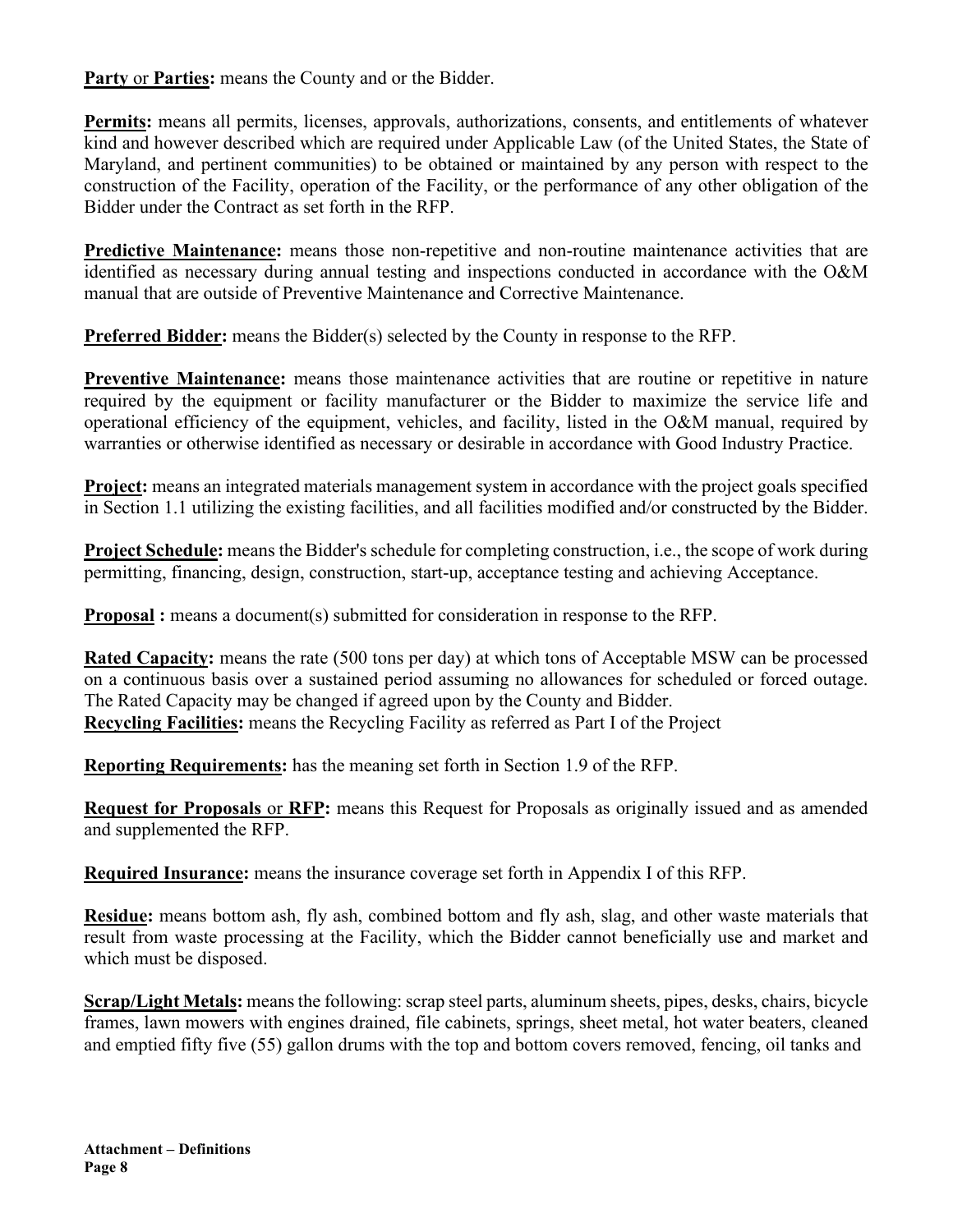**Party** or **Parties:** means the County and or the Bidder.

**Permits:** means all permits, licenses, approvals, authorizations, consents, and entitlements of whatever kind and however described which are required under Applicable Law (of the United States, the State of Maryland, and pertinent communities) to be obtained or maintained by any person with respect to the construction of the Facility, operation of the Facility, or the performance of any other obligation of the Bidder under the Contract as set forth in the RFP.

**Predictive Maintenance:** means those non-repetitive and non-routine maintenance activities that are identified as necessary during annual testing and inspections conducted in accordance with the O&M manual that are outside of Preventive Maintenance and Corrective Maintenance.

**Preferred Bidder:** means the Bidder(s) selected by the County in response to the RFP.

**Preventive Maintenance:** means those maintenance activities that are routine or repetitive in nature required by the equipment or facility manufacturer or the Bidder to maximize the service life and operational efficiency of the equipment, vehicles, and facility, listed in the O&M manual, required by warranties or otherwise identified as necessary or desirable in accordance with Good Industry Practice.

**Project:** means an integrated materials management system in accordance with the project goals specified in Section 1.1 utilizing the existing facilities, and all facilities modified and/or constructed by the Bidder.

**Project Schedule:** means the Bidder's schedule for completing construction, i.e., the scope of work during permitting, financing, design, construction, start-up, acceptance testing and achieving Acceptance.

**Proposal :** means a document(s) submitted for consideration in response to the RFP.

**Rated Capacity:** means the rate (500 tons per day) at which tons of Acceptable MSW can be processed on a continuous basis over a sustained period assuming no allowances for scheduled or forced outage. The Rated Capacity may be changed if agreed upon by the County and Bidder.

**Recycling Facilities:** means the Recycling Facility as referred as Part I of the Project

**Reporting Requirements:** has the meaning set forth in Section 1.9 of the RFP.

**Request for Proposals** or **RFP:** means this Request for Proposals as originally issued and as amended and supplemented the RFP.

**Required Insurance:** means the insurance coverage set forth in Appendix I of this RFP.

**Residue:** means bottom ash, fly ash, combined bottom and fly ash, slag, and other waste materials that result from waste processing at the Facility, which the Bidder cannot beneficially use and market and which must be disposed.

**Scrap/Light Metals:** means the following: scrap steel parts, aluminum sheets, pipes, desks, chairs, bicycle frames, lawn mowers with engines drained, file cabinets, springs, sheet metal, hot water beaters, cleaned and emptied fifty five (55) gallon drums with the top and bottom covers removed, fencing, oil tanks and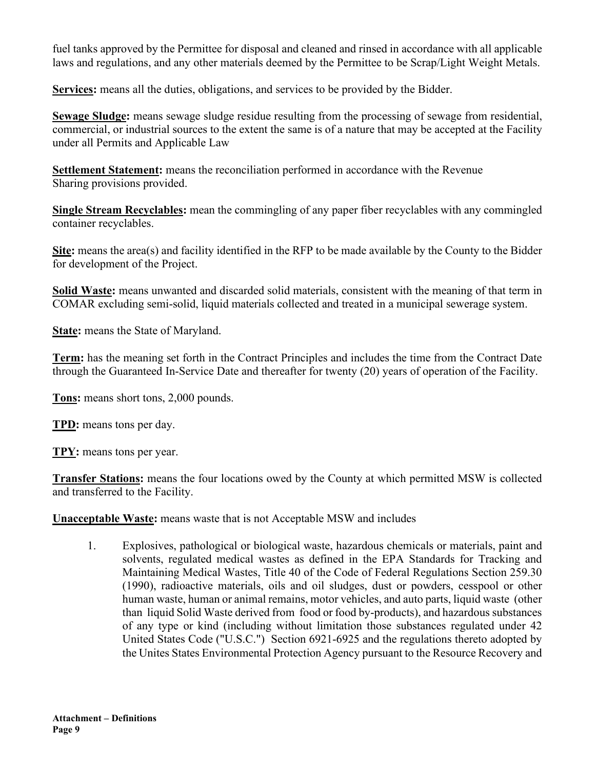fuel tanks approved by the Permittee for disposal and cleaned and rinsed in accordance with all applicable laws and regulations, and any other materials deemed by the Permittee to be Scrap/Light Weight Metals.

**Services:** means all the duties, obligations, and services to be provided by the Bidder.

**Sewage Sludge:** means sewage sludge residue resulting from the processing of sewage from residential, commercial, or industrial sources to the extent the same is of a nature that may be accepted at the Facility under all Permits and Applicable Law

**Settlement Statement:** means the reconciliation performed in accordance with the Revenue Sharing provisions provided.

**Single Stream Recyclables:** mean the commingling of any paper fiber recyclables with any commingled container recyclables.

**Site:** means the area(s) and facility identified in the RFP to be made available by the County to the Bidder for development of the Project.

**Solid Waste:** means unwanted and discarded solid materials, consistent with the meaning of that term in COMAR excluding semi-solid, liquid materials collected and treated in a municipal sewerage system.

**State:** means the State of Maryland.

**Term:** has the meaning set forth in the Contract Principles and includes the time from the Contract Date through the Guaranteed In-Service Date and thereafter for twenty (20) years of operation of the Facility.

**Tons:** means short tons, 2,000 pounds.

**TPD:** means tons per day.

**TPY:** means tons per year.

**Transfer Stations:** means the four locations owed by the County at which permitted MSW is collected and transferred to the Facility.

**Unacceptable Waste:** means waste that is not Acceptable MSW and includes

1. Explosives, pathological or biological waste, hazardous chemicals or materials, paint and solvents, regulated medical wastes as defined in the EPA Standards for Tracking and Maintaining Medical Wastes, Title 40 of the Code of Federal Regulations Section 259.30 (1990), radioactive materials, oils and oil sludges, dust or powders, cesspool or other human waste, human or animal remains, motor vehicles, and auto parts, liquid waste (other than liquid Solid Waste derived from food or food by-products), and hazardous substances of any type or kind (including without limitation those substances regulated under 42 United States Code ("U.S.C.") Section 6921-6925 and the regulations thereto adopted by the Unites States Environmental Protection Agency pursuant to the Resource Recovery and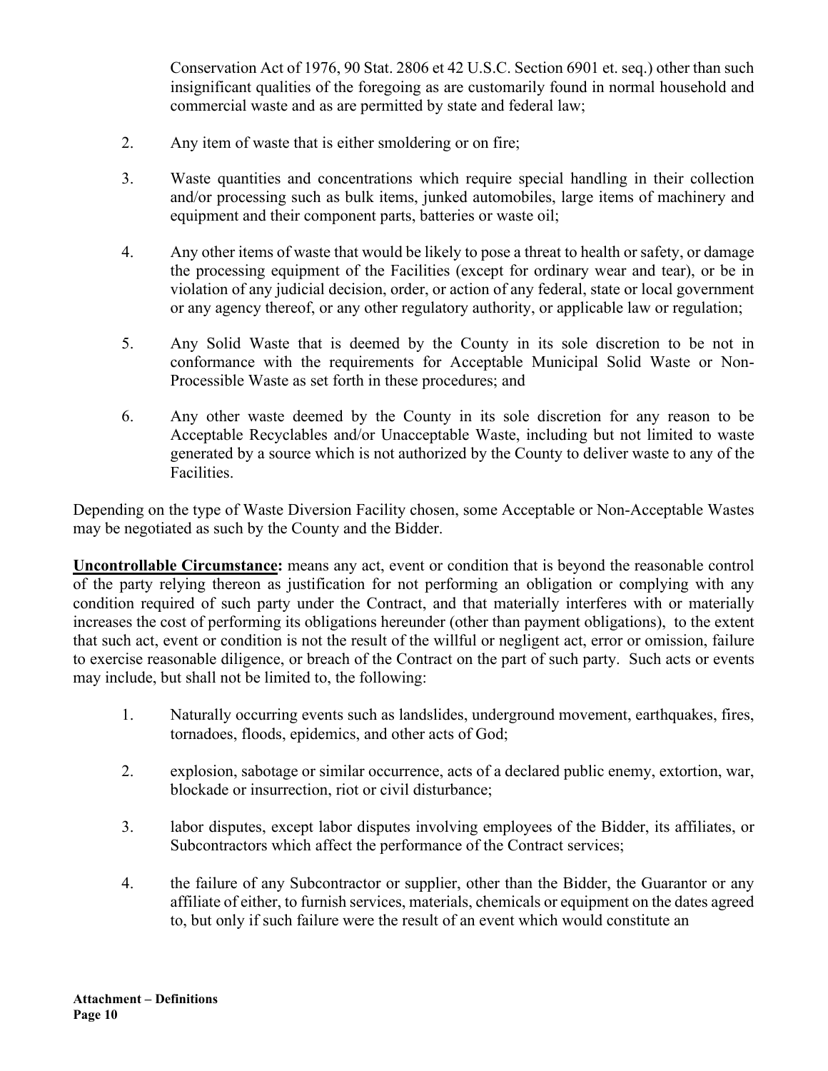Conservation Act of 1976, 90 Stat. 2806 et 42 U.S.C. Section 6901 et. seq.) other than such insignificant qualities of the foregoing as are customarily found in normal household and commercial waste and as are permitted by state and federal law;

2. Any item of waste that is either smoldering or on fire;

3. Waste quantities and concentrations which require special handling in their collection and/or processing such as bulk items, junked automobiles, large items of machinery and equipment and their component parts, batteries or waste oil;

4. Any other items of waste that would be likely to pose a threat to health or safety, or damage the processing equipment of the Facilities (except for ordinary wear and tear), or be in violation of any judicial decision, order, or action of any federal, state or local government or any agency thereof, or any other regulatory authority, or applicable law or regulation;

5. Any Solid Waste that is deemed by the County in its sole discretion to be not in conformance with the requirements for Acceptable Municipal Solid Waste or Non-Processible Waste as set forth in these procedures; and

6. Any other waste deemed by the County in its sole discretion for any reason to be Acceptable Recyclables and/or Unacceptable Waste, including but not limited to waste generated by a source which is not authorized by the County to deliver waste to any of the Facilities.

Depending on the type of Waste Diversion Facility chosen, some Acceptable or Non-Acceptable Wastes may be negotiated as such by the County and the Bidder.

**Uncontrollable Circumstance:** means any act, event or condition that is beyond the reasonable control of the party relying thereon as justification for not performing an obligation or complying with any condition required of such party under the Contract, and that materially interferes with or materially increases the cost of performing its obligations hereunder (other than payment obligations), to the extent that such act, event or condition is not the result of the willful or negligent act, error or omission, failure to exercise reasonable diligence, or breach of the Contract on the part of such party. Such acts or events may include, but shall not be limited to, the following:

1. Naturally occurring events such as landslides, underground movement, earthquakes, fires, tornadoes, floods, epidemics, and other acts of God;

2. explosion, sabotage or similar occurrence, acts of a declared public enemy, extortion, war, blockade or insurrection, riot or civil disturbance;

3. labor disputes, except labor disputes involving employees of the Bidder, its affiliates, or Subcontractors which affect the performance of the Contract services;

4. the failure of any Subcontractor or supplier, other than the Bidder, the Guarantor or any affiliate of either, to furnish services, materials, chemicals or equipment on the dates agreed to, but only if such failure were the result of an event which would constitute an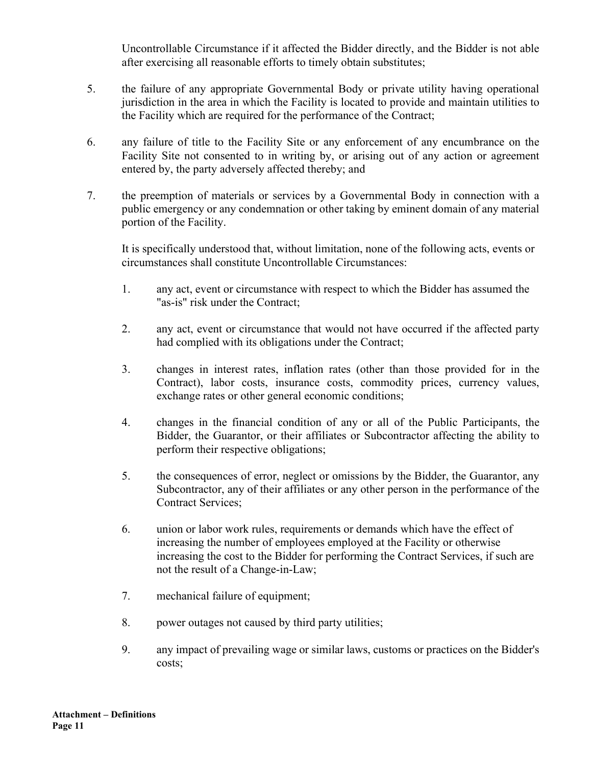Uncontrollable Circumstance if it affected the Bidder directly, and the Bidder is not able after exercising all reasonable efforts to timely obtain substitutes;

5. the failure of any appropriate Governmental Body or private utility having operational jurisdiction in the area in which the Facility is located to provide and maintain utilities to the Facility which are required for the performance of the Contract;

6. any failure of title to the Facility Site or any enforcement of any encumbrance on the Facility Site not consented to in writing by, or arising out of any action or agreement entered by, the party adversely affected thereby; and

7. the preemption of materials or services by a Governmental Body in connection with a public emergency or any condemnation or other taking by eminent domain of any material portion of the Facility.

   It is specifically understood that, without limitation, none of the following acts, events or circumstances shall constitute Uncontrollable Circumstances:

   1. any act, event or circumstance with respect to which the Bidder has assumed the "as-is" risk under the Contract;

   2. any act, event or circumstance that would not have occurred if the affected party had complied with its obligations under the Contract;

   3. changes in interest rates, inflation rates (other than those provided for in the Contract), labor costs, insurance costs, commodity prices, currency values, exchange rates or other general economic conditions;

   4. changes in the financial condition of any or all of the Public Participants, the Bidder, the Guarantor, or their affiliates or Subcontractor affecting the ability to perform their respective obligations;

   5. the consequences of error, neglect or omissions by the Bidder, the Guarantor, any Subcontractor, any of their affiliates or any other person in the performance of the Contract Services;

   6. union or labor work rules, requirements or demands which have the effect of increasing the number of employees employed at the Facility or otherwise increasing the cost to the Bidder for performing the Contract Services, if such are not the result of a Change-in-Law;

   7. mechanical failure of equipment;

   8. power outages not caused by third party utilities;

   9. any impact of prevailing wage or similar laws, customs or practices on the Bidder's costs;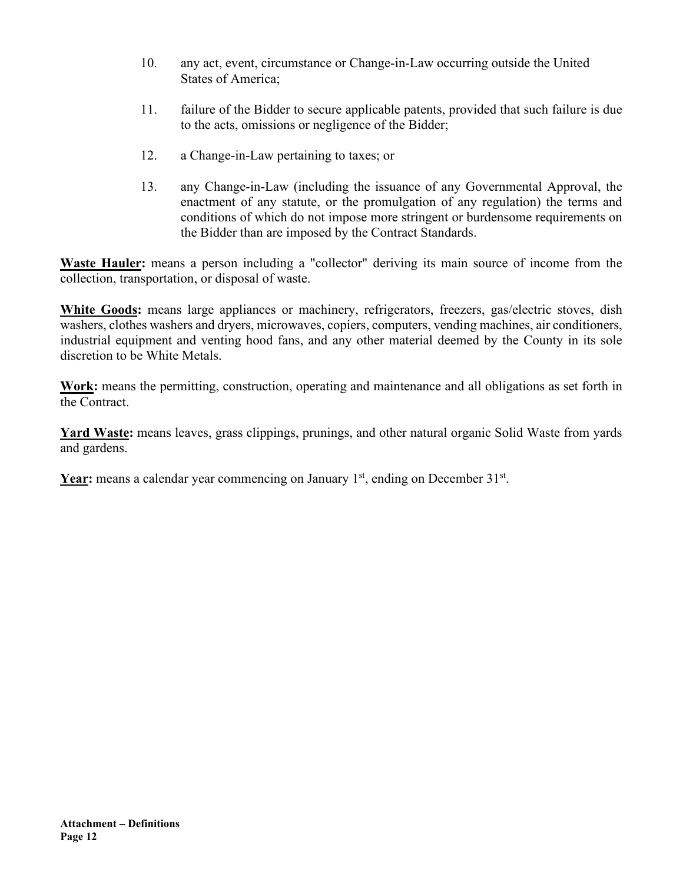10. any act, event, circumstance or Change-in-Law occurring outside the United States of America;

11. failure of the Bidder to secure applicable patents, provided that such failure is due to the acts, omissions or negligence of the Bidder;

12. a Change-in-Law pertaining to taxes; or

13. any Change-in-Law (including the issuance of any Governmental Approval, the enactment of any statute, or the promulgation of any regulation) the terms and conditions of which do not impose more stringent or burdensome requirements on the Bidder than are imposed by the Contract Standards.

**Waste Hauler:** means a person including a "collector" deriving its main source of income from the collection, transportation, or disposal of waste.

**White Goods:** means large appliances or machinery, refrigerators, freezers, gas/electric stoves, dish washers, clothes washers and dryers, microwaves, copiers, computers, vending machines, air conditioners, industrial equipment and venting hood fans, and any other material deemed by the County in its sole discretion to be White Metals.

**Work:** means the permitting, construction, operating and maintenance and all obligations as set forth in the Contract.

**Yard Waste:** means leaves, grass clippings, prunings, and other natural organic Solid Waste from yards and gardens.

**Year:** means a calendar year commencing on January 1st, ending on December 31st.